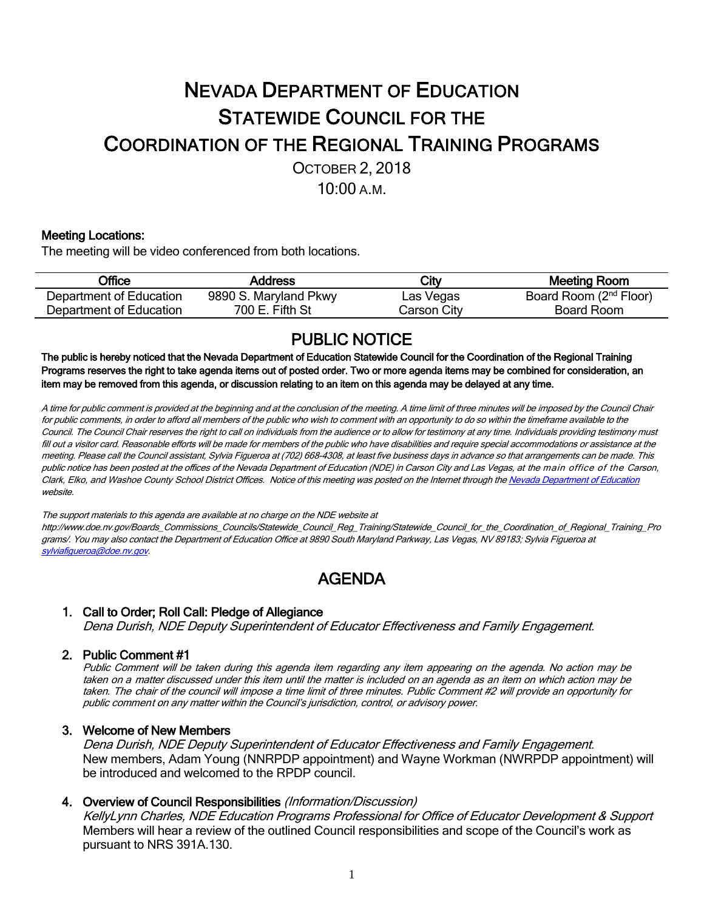# NEVADA DEPARTMENT OF EDUCATION
# STATEWIDE COUNCIL FOR THE
# COORDINATION OF THE REGIONAL TRAINING PROGRAMS

OCTOBER 2, 2018

10:00 A.M.

**Meeting Locations:**

The meeting will be video conferenced from both locations.

| Office | Address | City | Meeting Room |
|---|---|---|---|
| Department of Education | 9890 S. Maryland Pkwy | Las Vegas | Board Room (2nd Floor) |
| Department of Education | 700 E. Fifth St | Carson City | Board Room |

## PUBLIC NOTICE

**The public is hereby noticed that the Nevada Department of Education Statewide Council for the Coordination of the Regional Training Programs reserves the right to take agenda items out of posted order. Two or more agenda items may be combined for consideration, an item may be removed from this agenda, or discussion relating to an item on this agenda may be delayed at any time.**

*A time for public comment is provided at the beginning and at the conclusion of the meeting. A time limit of three minutes will be imposed by the Council Chair for public comments, in order to afford all members of the public who wish to comment with an opportunity to do so within the timeframe available to the Council. The Council Chair reserves the right to call on individuals from the audience or to allow for testimony at any time. Individuals providing testimony must fill out a visitor card. Reasonable efforts will be made for members of the public who have disabilities and require special accommodations or assistance at the meeting. Please call the Council assistant, Sylvia Figueroa at (702) 668-4308, at least five business days in advance so that arrangements can be made. This public notice has been posted at the offices of the Nevada Department of Education (NDE) in Carson City and Las Vegas, at the main office of the Carson, Clark, Elko, and Washoe County School District Offices. Notice of this meeting was posted on the Internet through the Nevada Department of Education website.*

*The support materials to this agenda are available at no charge on the NDE website at http://www.doe.nv.gov/Boards_Commissions_Councils/Statewide_Council_Reg_Training/Statewide_Council_for_the_Coordination_of_Regional_Training_Programs/. You may also contact the Department of Education Office at 9890 South Maryland Parkway, Las Vegas, NV 89183; Sylvia Figueroa at sylviafigueroa@doe.nv.gov.*

## AGENDA

1. **Call to Order; Roll Call: Pledge of Allegiance**
   *Dena Durish, NDE Deputy Superintendent of Educator Effectiveness and Family Engagement.*

2. **Public Comment #1**
   *Public Comment will be taken during this agenda item regarding any item appearing on the agenda. No action may be taken on a matter discussed under this item until the matter is included on an agenda as an item on which action may be taken. The chair of the council will impose a time limit of three minutes. Public Comment #2 will provide an opportunity for public comment on any matter within the Council's jurisdiction, control, or advisory power.*

3. **Welcome of New Members**
   *Dena Durish, NDE Deputy Superintendent of Educator Effectiveness and Family Engagement.*
   New members, Adam Young (NNRPDP appointment) and Wayne Workman (NWRPDP appointment) will be introduced and welcomed to the RPDP council.

4. **Overview of Council Responsibilities** *(Information/Discussion)*
   *KellyLynn Charles, NDE Education Programs Professional for Office of Educator Development & Support*
   Members will hear a review of the outlined Council responsibilities and scope of the Council's work as pursuant to NRS 391A.130.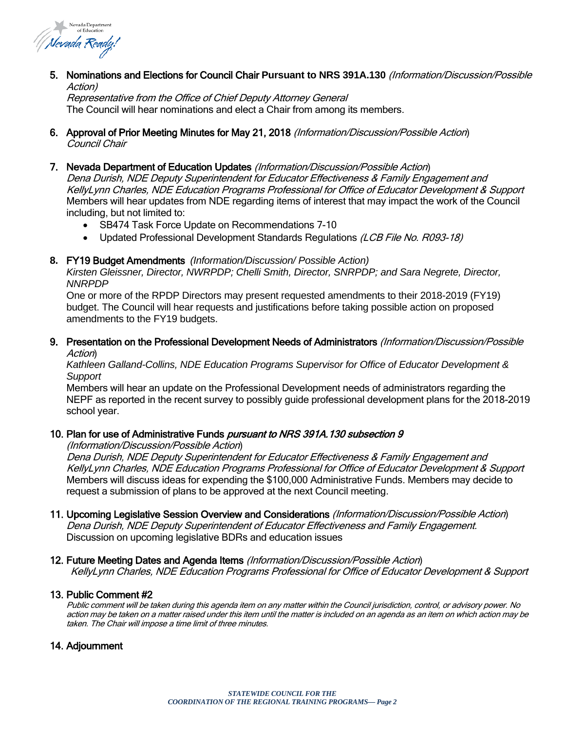5. **Nominations and Elections for Council Chair Pursuant to NRS 391A.130** *(Information/Discussion/Possible Action)*
   *Representative from the Office of Chief Deputy Attorney General*
   The Council will hear nominations and elect a Chair from among its members.

6. **Approval of Prior Meeting Minutes for May 21, 2018** *(Information/Discussion/Possible Action)*
   *Council Chair*

7. **Nevada Department of Education Updates** *(Information/Discussion/Possible Action)*
   *Dena Durish, NDE Deputy Superintendent for Educator Effectiveness & Family Engagement and KellyLynn Charles, NDE Education Programs Professional for Office of Educator Development & Support*
   Members will hear updates from NDE regarding items of interest that may impact the work of the Council including, but not limited to:
   - SB474 Task Force Update on Recommendations 7-10
   - Updated Professional Development Standards Regulations *(LCB File No. R093-18)*

8. **FY19 Budget Amendments** *(Information/Discussion/ Possible Action)*
   *Kirsten Gleissner, Director, NWRPDP; Chelli Smith, Director, SNRPDP; and Sara Negrete, Director, NNRPDP*
   One or more of the RPDP Directors may present requested amendments to their 2018-2019 (FY19) budget. The Council will hear requests and justifications before taking possible action on proposed amendments to the FY19 budgets.

9. **Presentation on the Professional Development Needs of Administrators** *(Information/Discussion/Possible Action)*
   *Kathleen Galland-Collins, NDE Education Programs Supervisor for Office of Educator Development & Support*
   Members will hear an update on the Professional Development needs of administrators regarding the NEPF as reported in the recent survey to possibly guide professional development plans for the 2018-2019 school year.

10. **Plan for use of Administrative Funds** ***pursuant to NRS 391A.130 subsection 9*** *(Information/Discussion/Possible Action)*
    *Dena Durish, NDE Deputy Superintendent for Educator Effectiveness & Family Engagement and KellyLynn Charles, NDE Education Programs Professional for Office of Educator Development & Support*
    Members will discuss ideas for expending the $100,000 Administrative Funds. Members may decide to request a submission of plans to be approved at the next Council meeting.

11. **Upcoming Legislative Session Overview and Considerations** *(Information/Discussion/Possible Action)*
    *Dena Durish, NDE Deputy Superintendent of Educator Effectiveness and Family Engagement.*
    Discussion on upcoming legislative BDRs and education issues

12. **Future Meeting Dates and Agenda Items** *(Information/Discussion/Possible Action)*
    *KellyLynn Charles, NDE Education Programs Professional for Office of Educator Development & Support*

13. **Public Comment #2**
    *Public comment will be taken during this agenda item on any matter within the Council jurisdiction, control, or advisory power. No action may be taken on a matter raised under this item until the matter is included on an agenda as an item on which action may be taken. The Chair will impose a time limit of three minutes.*

14. **Adjournment**